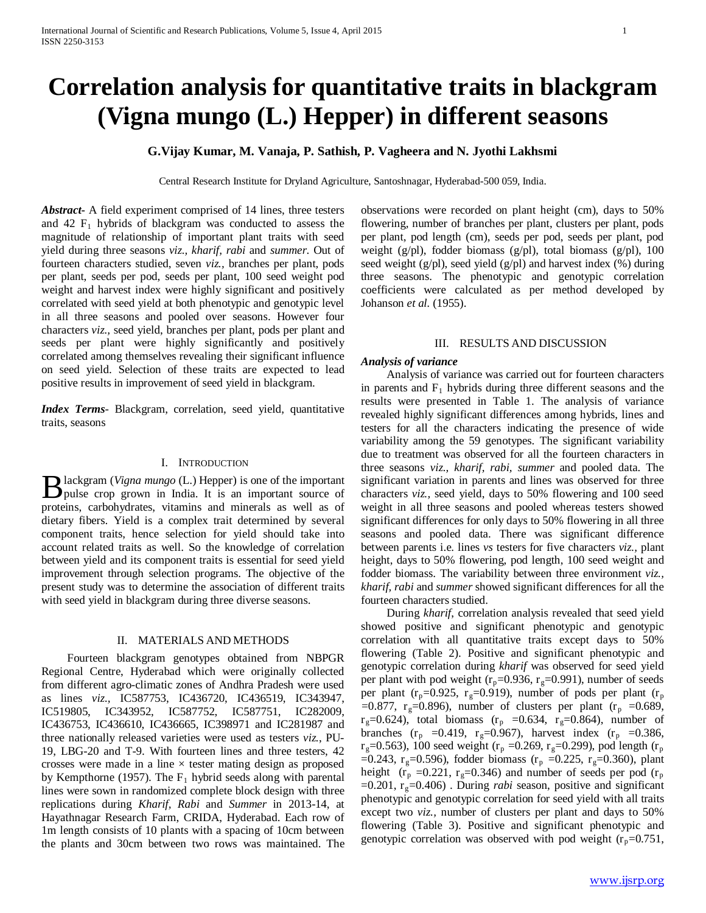# Correlation analysis for quantitative traits in blackgram (Vigna mungo (L.) Hepper) in different seasons

**G.Vijay Kumar, M. Vanaja, P. Sathish, P. Vagheera and N. Jyothi Lakhsmi**

Central Research Institute for Dryland Agriculture, Santoshnagar, Hyderabad-500 059, India.

***Abstract-*** A field experiment comprised of 14 lines, three testers and 42 $F_1$ hybrids of blackgram was conducted to assess the magnitude of relationship of important plant traits with seed yield during three seasons *viz., kharif, rabi* and *summer.* Out of fourteen characters studied, seven *viz.,* branches per plant, pods per plant, seeds per pod, seeds per plant, 100 seed weight pod weight and harvest index were highly significant and positively correlated with seed yield at both phenotypic and genotypic level in all three seasons and pooled over seasons. However four characters *viz.,* seed yield, branches per plant, pods per plant and seeds per plant were highly significantly and positively correlated among themselves revealing their significant influence on seed yield. Selection of these traits are expected to lead positive results in improvement of seed yield in blackgram.

***Index Terms*-** Blackgram, correlation, seed yield, quantitative traits, seasons

## I. Introduction

Blackgram (*Vigna mungo* (L.) Hepper) is one of the important pulse crop grown in India. It is an important source of proteins, carbohydrates, vitamins and minerals as well as of dietary fibers. Yield is a complex trait determined by several component traits, hence selection for yield should take into account related traits as well. So the knowledge of correlation between yield and its component traits is essential for seed yield improvement through selection programs. The objective of the present study was to determine the association of different traits with seed yield in blackgram during three diverse seasons.

## II. Materials and Methods

Fourteen blackgram genotypes obtained from NBPGR Regional Centre, Hyderabad which were originally collected from different agro-climatic zones of Andhra Pradesh were used as lines *viz.,* IC587753, IC436720, IC436519, IC343947, IC519805, IC343952, IC587752, IC587751, IC282009, IC436753, IC436610, IC436665, IC398971 and IC281987 and three nationally released varieties were used as testers *viz.,* PU-19, LBG-20 and T-9. With fourteen lines and three testers, 42 crosses were made in a line × tester mating design as proposed by Kempthorne (1957). The $F_1$ hybrid seeds along with parental lines were sown in randomized complete block design with three replications during *Kharif, Rabi* and *Summer* in 2013-14, at Hayathnagar Research Farm, CRIDA, Hyderabad. Each row of 1m length consists of 10 plants with a spacing of 10cm between the plants and 30cm between two rows was maintained. The observations were recorded on plant height (cm), days to 50% flowering, number of branches per plant, clusters per plant, pods per plant, pod length (cm), seeds per pod, seeds per plant, pod weight (g/pl), fodder biomass (g/pl), total biomass (g/pl), 100 seed weight (g/pl), seed yield (g/pl) and harvest index (%) during three seasons. The phenotypic and genotypic correlation coefficients were calculated as per method developed by Johanson *et al.* (1955).

## III. Results and Discussion

### *Analysis of variance*

Analysis of variance was carried out for fourteen characters in parents and $F_1$ hybrids during three different seasons and the results were presented in Table 1. The analysis of variance revealed highly significant differences among hybrids, lines and testers for all the characters indicating the presence of wide variability among the 59 genotypes. The significant variability due to treatment was observed for all the fourteen characters in three seasons *viz., kharif, rabi, summer* and pooled data. The significant variation in parents and lines was observed for three characters *viz.,* seed yield, days to 50% flowering and 100 seed weight in all three seasons and pooled whereas testers showed significant differences for only days to 50% flowering in all three seasons and pooled data. There was significant difference between parents i.e. lines *vs* testers for five characters *viz.,* plant height, days to 50% flowering, pod length, 100 seed weight and fodder biomass. The variability between three environment *viz., kharif, rabi* and *summer* showed significant differences for all the fourteen characters studied.

During *kharif,* correlation analysis revealed that seed yield showed positive and significant phenotypic and genotypic correlation with all quantitative traits except days to 50% flowering (Table 2). Positive and significant phenotypic and genotypic correlation during *kharif* was observed for seed yield per plant with pod weight ($r_p$=0.936, $r_g$=0.991), number of seeds per plant ($r_p$=0.925, $r_g$=0.919), number of pods per plant ($r_p$ =0.877, $r_g$=0.896), number of clusters per plant ($r_p$ =0.689, $r_g$=0.624), total biomass ($r_p$ =0.634, $r_g$=0.864), number of branches ($r_p$ =0.419, $r_g$=0.967), harvest index ($r_p$ =0.386, $r_g$=0.563), 100 seed weight ($r_p$ =0.269, $r_g$=0.299), pod length ($r_p$ =0.243, $r_g$=0.596), fodder biomass ($r_p$ =0.225, $r_g$=0.360), plant height ($r_p$ =0.221, $r_g$=0.346) and number of seeds per pod ($r_p$ =0.201, $r_g$=0.406) . During *rabi* season, positive and significant phenotypic and genotypic correlation for seed yield with all traits except two *viz.,* number of clusters per plant and days to 50% flowering (Table 3). Positive and significant phenotypic and genotypic correlation was observed with pod weight ($r_p$=0.751,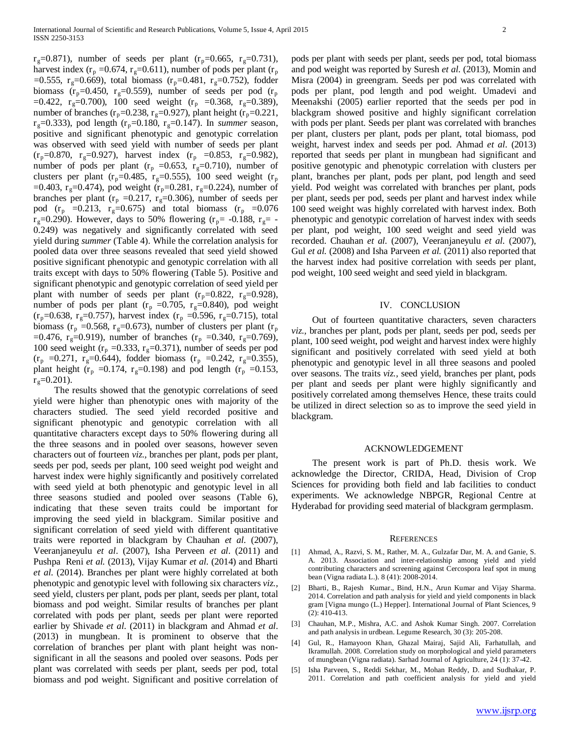$r_g$=0.871), number of seeds per plant ($r_p$=0.665, $r_g$=0.731), harvest index ($r_p$ =0.674, $r_g$=0.611), number of pods per plant ($r_p$ =0.555, $r_g$=0.669), total biomass ($r_p$=0.481, $r_g$=0.752), fodder biomass ($r_p$=0.450, $r_g$=0.559), number of seeds per pod ($r_p$ =0.422, $r_g$=0.700), 100 seed weight ($r_p$ =0.368, $r_g$=0.389), number of branches ($r_p$=0.238, $r_g$=0.927), plant height ($r_p$=0.221, $r_g$=0.333), pod length ($r_p$=0.180, $r_g$=0.147). In *summer* season, positive and significant phenotypic and genotypic correlation was observed with seed yield with number of seeds per plant ($r_p$=0.870, $r_g$=0.927), harvest index ($r_p$ =0.853, $r_g$=0.982), number of pods per plant ($r_p$ =0.653, $r_g$=0.710), number of clusters per plant ($r_p$=0.485, $r_g$=0.555), 100 seed weight ($r_p$ =0.403, $r_g$=0.474), pod weight ($r_p$=0.281, $r_g$=0.224), number of branches per plant ($r_p$ =0.217, $r_g$=0.306), number of seeds per pod ($r_p$ =0.213, $r_g$=0.675) and total biomass ($r_p$ =0.076 $r_g$=0.290). However, days to 50% flowering ($r_p$= -0.188, $r_g$= -0.249) was negatively and significantly correlated with seed yield during *summer* (Table 4). While the correlation analysis for pooled data over three seasons revealed that seed yield showed positive significant phenotypic and genotypic correlation with all traits except with days to 50% flowering (Table 5). Positive and significant phenotypic and genotypic correlation of seed yield per plant with number of seeds per plant ($r_p$=0.822, $r_g$=0.928), number of pods per plant ($r_p$ =0.705, $r_g$=0.840), pod weight ($r_p$=0.638, $r_g$=0.757), harvest index ($r_p$ =0.596, $r_g$=0.715), total biomass ($r_p$ =0.568, $r_g$=0.673), number of clusters per plant ($r_p$ =0.476, $r_g$=0.919), number of branches ($r_p$ =0.340, $r_g$=0.769), 100 seed weight ($r_p$ =0.333, $r_g$=0.371), number of seeds per pod ($r_p$ =0.271, $r_g$=0.644), fodder biomass ($r_p$ =0.242, $r_g$=0.355), plant height ($r_p$ =0.174, $r_g$=0.198) and pod length ($r_p$ =0.153, $r_g$=0.201).

The results showed that the genotypic correlations of seed yield were higher than phenotypic ones with majority of the characters studied. The seed yield recorded positive and significant phenotypic and genotypic correlation with all quantitative characters except days to 50% flowering during all the three seasons and in pooled over seasons, however seven characters out of fourteen *viz.*, branches per plant, pods per plant, seeds per pod, seeds per plant, 100 seed weight pod weight and harvest index were highly significantly and positively correlated with seed yield at both phenotypic and genotypic level in all three seasons studied and pooled over seasons (Table 6), indicating that these seven traits could be important for improving the seed yield in blackgram. Similar positive and significant correlation of seed yield with different quantitative traits were reported in blackgram by Chauhan *et al.* (2007), Veeranjaneyulu *et al*. (2007), Isha Perveen *et al*. (2011) and Pushpa Reni *et al.* (2013), Vijay Kumar *et al.* (2014) and Bharti *et al.* (2014). Branches per plant were highly correlated at both phenotypic and genotypic level with following six characters *viz.*, seed yield, clusters per plant, pods per plant, seeds per plant, total biomass and pod weight. Similar results of branches per plant correlated with pods per plant, seeds per plant were reported earlier by Shivade *et al.* (2011) in blackgram and Ahmad *et al.* (2013) in mungbean. It is prominent to observe that the correlation of branches per plant with plant height was non-significant in all the seasons and pooled over seasons. Pods per plant was correlated with seeds per plant, seeds per pod, total biomass and pod weight. Significant and positive correlation of pods per plant with seeds per plant, seeds per pod, total biomass and pod weight was reported by Suresh *et al.* (2013), Momin and Misra (2004) in greengram. Seeds per pod was correlated with pods per plant, pod length and pod weight. Umadevi and Meenakshi (2005) earlier reported that the seeds per pod in blackgram showed positive and highly significant correlation with pods per plant. Seeds per plant was correlated with branches per plant, clusters per plant, pods per plant, total biomass, pod weight, harvest index and seeds per pod. Ahmad *et al.* (2013) reported that seeds per plant in mungbean had significant and positive genotypic and phenotypic correlation with clusters per plant, branches per plant, pods per plant, pod length and seed yield. Pod weight was correlated with branches per plant, pods per plant, seeds per pod, seeds per plant and harvest index while 100 seed weight was highly correlated with harvest index. Both phenotypic and genotypic correlation of harvest index with seeds per plant, pod weight, 100 seed weight and seed yield was recorded. Chauhan *et al.* (2007), Veeranjaneyulu *et al.* (2007), Gul *et al.* (2008) and Isha Parveen *et al.* (2011) also reported that the harvest index had positive correlation with seeds per plant, pod weight, 100 seed weight and seed yield in blackgram.

## IV. Conclusion

Out of fourteen quantitative characters, seven characters *viz.*, branches per plant, pods per plant, seeds per pod, seeds per plant, 100 seed weight, pod weight and harvest index were highly significant and positively correlated with seed yield at both phenotypic and genotypic level in all three seasons and pooled over seasons. The traits *viz.*, seed yield, branches per plant, pods per plant and seeds per plant were highly significantly and positively correlated among themselves Hence, these traits could be utilized in direct selection so as to improve the seed yield in blackgram.

## Acknowledgement

The present work is part of Ph.D. thesis work. We acknowledge the Director, CRIDA, Head, Division of Crop Sciences for providing both field and lab facilities to conduct experiments. We acknowledge NBPGR, Regional Centre at Hyderabad for providing seed material of blackgram germplasm.

## References

[1] Ahmad, A., Razvi, S. M., Rather, M. A., Gulzafar Dar, M. A. and Ganie, S. A. 2013. Association and inter-relationship among yield and yield contributing characters and screening against Cercospora leaf spot in mung bean (Vigna radiata L.). 8 (41): 2008-2014.

[2] Bharti, B., Rajesh Kumar., Bind, H.N., Arun Kumar and Vijay Sharma. 2014. Correlation and path analysis for yield and yield components in black gram [Vigna mungo (L.) Hepper]. International Journal of Plant Sciences, 9 (2): 410-413.

[3] Chauhan, M.P., Mishra, A.C. and Ashok Kumar Singh. 2007. Correlation and path analysis in urdbean. Legume Research, 30 (3): 205-208.

[4] Gul, R., Hamayoon Khan, Ghazal Mairaj, Sajid Ali, Farhatullah, and Ikramullah. 2008. Correlation study on morphological and yield parameters of mungbean (Vigna radiata). Sarhad Journal of Agriculture, 24 (1): 37-42.

[5] Isha Parveen, S., Reddi Sekhar, M., Mohan Reddy, D. and Sudhakar, P. 2011. Correlation and path coefficient analysis for yield and yield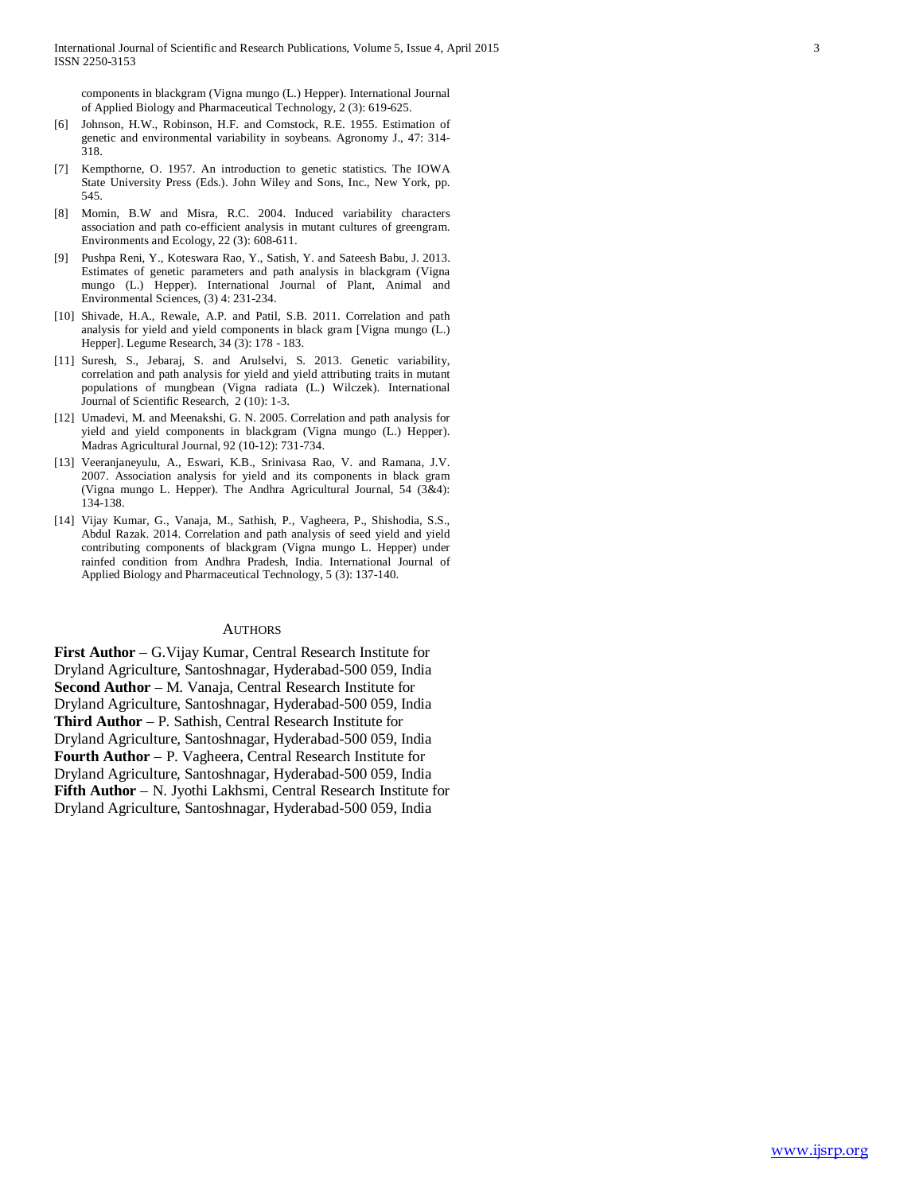components in blackgram (Vigna mungo (L.) Hepper). International Journal of Applied Biology and Pharmaceutical Technology, 2 (3): 619-625.

[6] Johnson, H.W., Robinson, H.F. and Comstock, R.E. 1955. Estimation of genetic and environmental variability in soybeans. Agronomy J., 47: 314-318.

[7] Kempthorne, O. 1957. An introduction to genetic statistics. The IOWA State University Press (Eds.). John Wiley and Sons, Inc., New York, pp. 545.

[8] Momin, B.W and Misra, R.C. 2004. Induced variability characters association and path co-efficient analysis in mutant cultures of greengram. Environments and Ecology, 22 (3): 608-611.

[9] Pushpa Reni, Y., Koteswara Rao, Y., Satish, Y. and Sateesh Babu, J. 2013. Estimates of genetic parameters and path analysis in blackgram (Vigna mungo (L.) Hepper). International Journal of Plant, Animal and Environmental Sciences, (3) 4: 231-234.

[10] Shivade, H.A., Rewale, A.P. and Patil, S.B. 2011. Correlation and path analysis for yield and yield components in black gram [Vigna mungo (L.) Hepper]. Legume Research, 34 (3): 178 - 183.

[11] Suresh, S., Jebaraj, S. and Arulselvi, S. 2013. Genetic variability, correlation and path analysis for yield and yield attributing traits in mutant populations of mungbean (Vigna radiata (L.) Wilczek). International Journal of Scientific Research, 2 (10): 1-3.

[12] Umadevi, M. and Meenakshi, G. N. 2005. Correlation and path analysis for yield and yield components in blackgram (Vigna mungo (L.) Hepper). Madras Agricultural Journal, 92 (10-12): 731-734.

[13] Veeranjaneyulu, A., Eswari, K.B., Srinivasa Rao, V. and Ramana, J.V. 2007. Association analysis for yield and its components in black gram (Vigna mungo L. Hepper). The Andhra Agricultural Journal, 54 (3&4): 134-138.

[14] Vijay Kumar, G., Vanaja, M., Sathish, P., Vagheera, P., Shishodia, S.S., Abdul Razak. 2014. Correlation and path analysis of seed yield and yield contributing components of blackgram (Vigna mungo L. Hepper) under rainfed condition from Andhra Pradesh, India. International Journal of Applied Biology and Pharmaceutical Technology, 5 (3): 137-140.

## Authors

**First Author** – G.Vijay Kumar, Central Research Institute for Dryland Agriculture, Santoshnagar, Hyderabad-500 059, India

**Second Author** – M. Vanaja, Central Research Institute for Dryland Agriculture, Santoshnagar, Hyderabad-500 059, India

**Third Author** – P. Sathish, Central Research Institute for Dryland Agriculture, Santoshnagar, Hyderabad-500 059, India

**Fourth Author** – P. Vagheera, Central Research Institute for Dryland Agriculture, Santoshnagar, Hyderabad-500 059, India

**Fifth Author** – N. Jyothi Lakhsmi, Central Research Institute for Dryland Agriculture, Santoshnagar, Hyderabad-500 059, India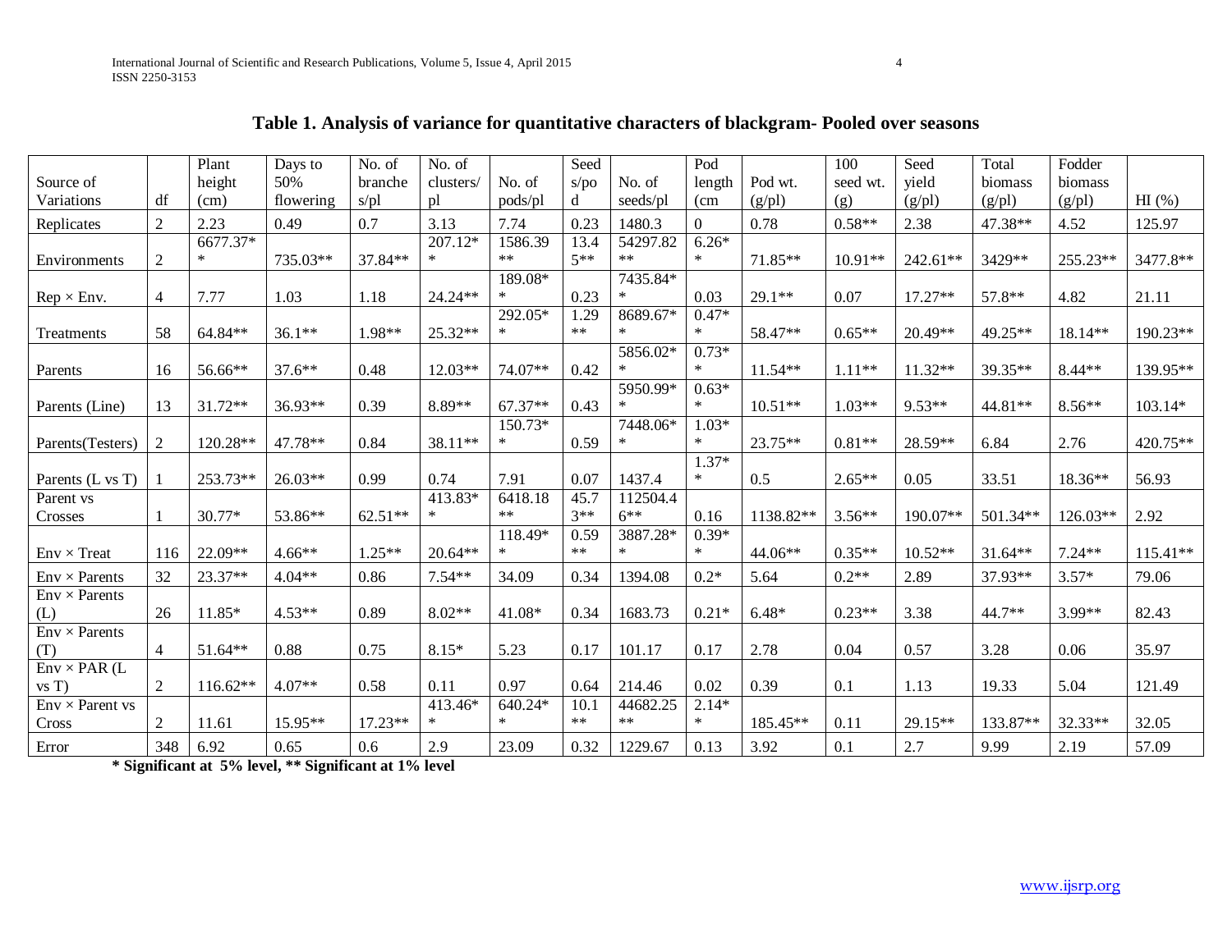## Table 1. Analysis of variance for quantitative characters of blackgram- Pooled over seasons

| Source of Variations | df | Plant height (cm) | Days to 50% flowering | No. of branches/pl | No. of clusters/pl | No. of pods/pl | Seeds/pod | No. of seeds/pl | Pod length (cm | Pod wt. (g/pl) | 100 seed wt. (g) | Seed yield (g/pl) | Total biomass (g/pl) | Fodder biomass (g/pl) | HI (%) |
|---|---|---|---|---|---|---|---|---|---|---|---|---|---|---|---|
| Replicates | 2 | 2.23 | 0.49 | 0.7 | 3.13 | 7.74 | 0.23 | 1480.3 | 0 | 0.78 | 0.58** | 2.38 | 47.38** | 4.52 | 125.97 |
| Environments | 2 | 6677.37** | 735.03** | 37.84** | 207.12** | 1586.39** | 13.45** | 54297.82** | 6.26** | 71.85** | 10.91** | 242.61** | 3429** | 255.23** | 3477.8** |
| Rep × Env. | 4 | 7.77 | 1.03 | 1.18 | 24.24** | 189.08** | 0.23 | 7435.84** | 0.03 | 29.1** | 0.07 | 17.27** | 57.8** | 4.82 | 21.11 |
| Treatments | 58 | 64.84** | 36.1** | 1.98** | 25.32** | 292.05** | 1.29** | 8689.67** | 0.47** | 58.47** | 0.65** | 20.49** | 49.25** | 18.14** | 190.23** |
| Parents | 16 | 56.66** | 37.6** | 0.48 | 12.03** | 74.07** | 0.42 | 5856.02** | 0.73** | 11.54** | 1.11** | 11.32** | 39.35** | 8.44** | 139.95** |
| Parents (Line) | 13 | 31.72** | 36.93** | 0.39 | 8.89** | 67.37** | 0.43 | 5950.99** | 0.63** | 10.51** | 1.03** | 9.53** | 44.81** | 8.56** | 103.14* |
| Parents(Testers) | 2 | 120.28** | 47.78** | 0.84 | 38.11** | 150.73** | 0.59 | 7448.06** | 1.03** | 23.75** | 0.81** | 28.59** | 6.84 | 2.76 | 420.75** |
| Parents (L vs T) | 1 | 253.73** | 26.03** | 0.99 | 0.74 | 7.91 | 0.07 | 1437.4 | 1.37** | 0.5 | 2.65** | 0.05 | 33.51 | 18.36** | 56.93 |
| Parent vs Crosses | 1 | 30.77* | 53.86** | 62.51** | 413.83** | 6418.18** | 45.73** | 112504.46** | 0.16 | 1138.82** | 3.56** | 190.07** | 501.34** | 126.03** | 2.92 |
| Env × Treat | 116 | 22.09** | 4.66** | 1.25** | 20.64** | 118.49** | 0.59** | 3887.28** | 0.39** | 44.06** | 0.35** | 10.52** | 31.64** | 7.24** | 115.41** |
| Env × Parents | 32 | 23.37** | 4.04** | 0.86 | 7.54** | 34.09 | 0.34 | 1394.08 | 0.2* | 5.64 | 0.2** | 2.89 | 37.93** | 3.57* | 79.06 |
| Env × Parents (L) | 26 | 11.85* | 4.53** | 0.89 | 8.02** | 41.08* | 0.34 | 1683.73 | 0.21* | 6.48* | 0.23** | 3.38 | 44.7** | 3.99** | 82.43 |
| Env × Parents (T) | 4 | 51.64** | 0.88 | 0.75 | 8.15* | 5.23 | 0.17 | 101.17 | 0.17 | 2.78 | 0.04 | 0.57 | 3.28 | 0.06 | 35.97 |
| Env × PAR (L vs T) | 2 | 116.62** | 4.07** | 0.58 | 0.11 | 0.97 | 0.64 | 214.46 | 0.02 | 0.39 | 0.1 | 1.13 | 19.33 | 5.04 | 121.49 |
| Env × Parent vs Cross | 2 | 11.61 | 15.95** | 17.23** | 413.46** | 640.24** | 10.1** | 44682.25** | 2.14** | 185.45** | 0.11 | 29.15** | 133.87** | 32.33** | 32.05 |
| Error | 348 | 6.92 | 0.65 | 0.6 | 2.9 | 23.09 | 0.32 | 1229.67 | 0.13 | 3.92 | 0.1 | 2.7 | 9.99 | 2.19 | 57.09 |

**\* Significant at 5% level, \*\* Significant at 1% level**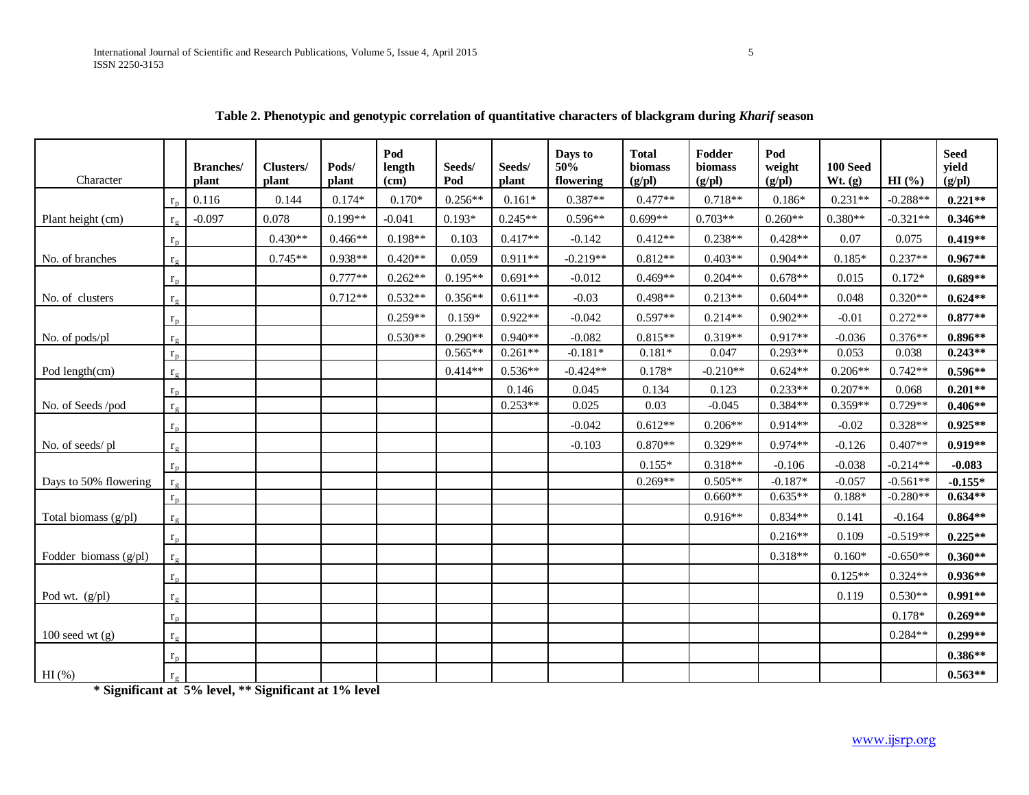**Table 2. Phenotypic and genotypic correlation of quantitative characters of blackgram during *Kharif* season**

| Character | | Branches/ plant | Clusters/ plant | Pods/ plant | Pod length (cm) | Seeds/ Pod | Seeds/ plant | Days to 50% flowering | Total biomass (g/pl) | Fodder biomass (g/pl) | Pod weight (g/pl) | 100 Seed Wt. (g) | HI (%) | Seed yield (g/pl) |
|---|---|---|---|---|---|---|---|---|---|---|---|---|---|---|
| Plant height (cm) | $r_p$ | 0.116 | 0.144 | 0.174* | 0.170* | 0.256** | 0.161* | 0.387** | 0.477** | 0.718** | 0.186* | 0.231** | -0.288** | **0.221**** |
| | $r_g$ | -0.097 | 0.078 | 0.199** | -0.041 | 0.193* | 0.245** | 0.596** | 0.699** | 0.703** | 0.260** | 0.380** | -0.321** | **0.346**** |
| No. of branches | $r_p$ | | 0.430** | 0.466** | 0.198** | 0.103 | 0.417** | -0.142 | 0.412** | 0.238** | 0.428** | 0.07 | 0.075 | **0.419**** |
| | $r_g$ | | 0.745** | 0.938** | 0.420** | 0.059 | 0.911** | -0.219** | 0.812** | 0.403** | 0.904** | 0.185* | 0.237** | **0.967**** |
| No. of clusters | $r_p$ | | | 0.777** | 0.262** | 0.195** | 0.691** | -0.012 | 0.469** | 0.204** | 0.678** | 0.015 | 0.172* | **0.689**** |
| | $r_g$ | | | 0.712** | 0.532** | 0.356** | 0.611** | -0.03 | 0.498** | 0.213** | 0.604** | 0.048 | 0.320** | **0.624**** |
| No. of pods/pl | $r_p$ | | | | 0.259** | 0.159* | 0.922** | -0.042 | 0.597** | 0.214** | 0.902** | -0.01 | 0.272** | **0.877**** |
| | $r_g$ | | | | 0.530** | 0.290** | 0.940** | -0.082 | 0.815** | 0.319** | 0.917** | -0.036 | 0.376** | **0.896**** |
| Pod length(cm) | $r_p$ | | | | | 0.565** | 0.261** | -0.181* | 0.181* | 0.047 | 0.293** | 0.053 | 0.038 | **0.243**** |
| | $r_g$ | | | | | 0.414** | 0.536** | -0.424** | 0.178* | -0.210** | 0.624** | 0.206** | 0.742** | **0.596**** |
| No. of Seeds /pod | $r_p$ | | | | | | 0.146 | 0.045 | 0.134 | 0.123 | 0.233** | 0.207** | 0.068 | **0.201**** |
| | $r_g$ | | | | | | 0.253** | 0.025 | 0.03 | -0.045 | 0.384** | 0.359** | 0.729** | **0.406**** |
| No. of seeds/ pl | $r_p$ | | | | | | | -0.042 | 0.612** | 0.206** | 0.914** | -0.02 | 0.328** | **0.925**** |
| | $r_g$ | | | | | | | -0.103 | 0.870** | 0.329** | 0.974** | -0.126 | 0.407** | **0.919**** |
| Days to 50% flowering | $r_p$ | | | | | | | | 0.155* | 0.318** | -0.106 | -0.038 | -0.214** | **-0.083** |
| | $r_g$ | | | | | | | | 0.269** | 0.505** | -0.187* | -0.057 | -0.561** | **-0.155*** |
| Total biomass (g/pl) | $r_p$ | | | | | | | | | 0.660** | 0.635** | 0.188* | -0.280** | **0.634**** |
| | $r_g$ | | | | | | | | | 0.916** | 0.834** | 0.141 | -0.164 | **0.864**** |
| Fodder biomass (g/pl) | $r_p$ | | | | | | | | | | 0.216** | 0.109 | -0.519** | **0.225**** |
| | $r_g$ | | | | | | | | | | 0.318** | 0.160* | -0.650** | **0.360**** |
| Pod wt. (g/pl) | $r_p$ | | | | | | | | | | | 0.125** | 0.324** | **0.936**** |
| | $r_g$ | | | | | | | | | | | 0.119 | 0.530** | **0.991**** |
| 100 seed wt (g) | $r_p$ | | | | | | | | | | | | 0.178* | **0.269**** |
| | $r_g$ | | | | | | | | | | | | 0.284** | **0.299**** |
| HI (%) | $r_p$ | | | | | | | | | | | | | **0.386**** |
| | $r_g$ | | | | | | | | | | | | | **0.563**** |

**\* Significant at 5% level, \*\* Significant at 1% level**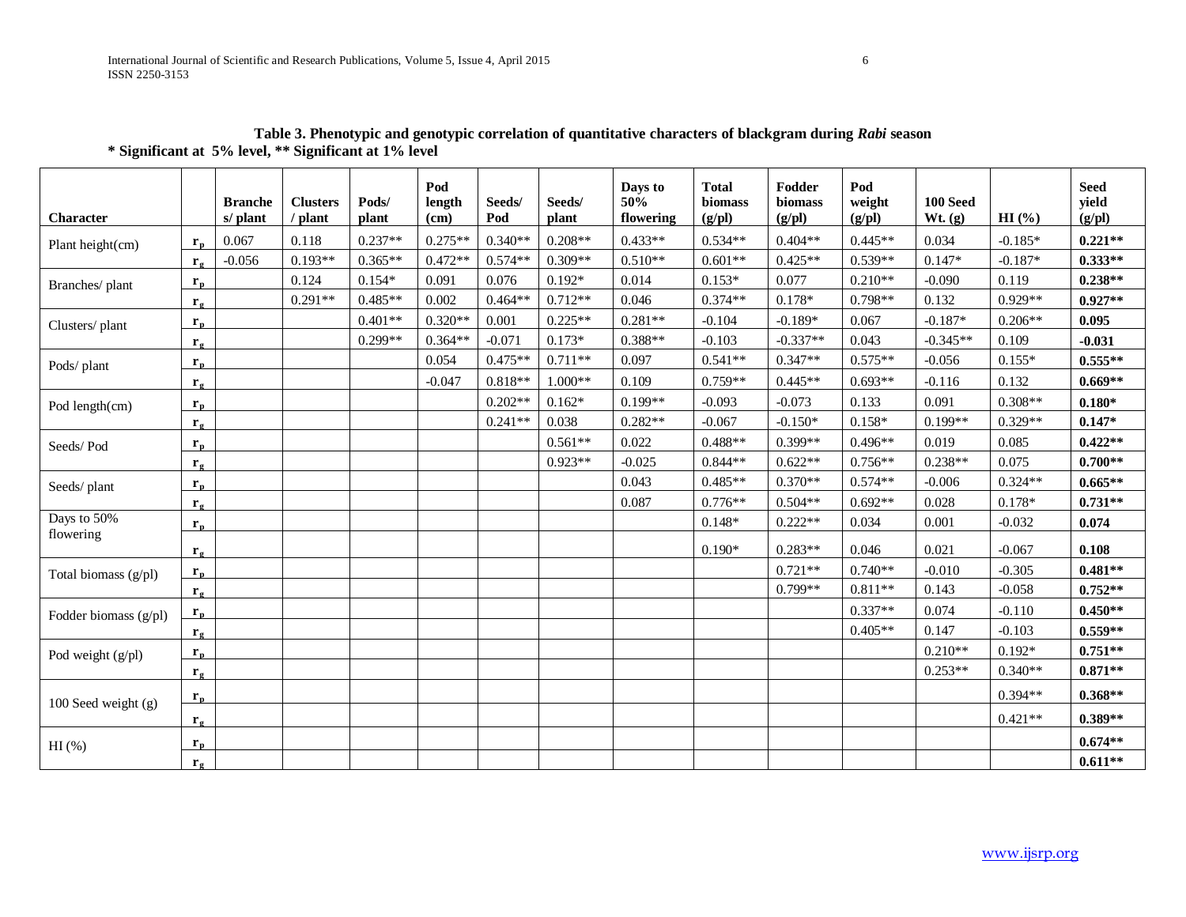**Table 3. Phenotypic and genotypic correlation of quantitative characters of blackgram during *Rabi* season**

**\* Significant at 5% level, \*\* Significant at 1% level**

| Character | | Branches/ plant | Clusters / plant | Pods/ plant | Pod length (cm) | Seeds/ Pod | Seeds/ plant | Days to 50% flowering | Total biomass (g/pl) | Fodder biomass (g/pl) | Pod weight (g/pl) | 100 Seed Wt. (g) | HI (%) | Seed yield (g/pl) |
|---|---|---|---|---|---|---|---|---|---|---|---|---|---|---|
| Plant height(cm) | $r_p$ | 0.067 | 0.118 | 0.237** | 0.275** | 0.340** | 0.208** | 0.433** | 0.534** | 0.404** | 0.445** | 0.034 | -0.185* | **0.221\*\*** |
| | $r_g$ | -0.056 | 0.193** | 0.365** | 0.472** | 0.574** | 0.309** | 0.510** | 0.601** | 0.425** | 0.539** | 0.147* | -0.187* | **0.333\*\*** |
| Branches/ plant | $r_p$ | | 0.124 | 0.154* | 0.091 | 0.076 | 0.192* | 0.014 | 0.153* | 0.077 | 0.210** | -0.090 | 0.119 | **0.238\*\*** |
| | $r_g$ | | 0.291** | 0.485** | 0.002 | 0.464** | 0.712** | 0.046 | 0.374** | 0.178* | 0.798** | 0.132 | 0.929** | **0.927\*\*** |
| Clusters/ plant | $r_p$ | | | 0.401** | 0.320** | 0.001 | 0.225** | 0.281** | -0.104 | -0.189* | 0.067 | -0.187* | 0.206** | **0.095** |
| | $r_g$ | | | 0.299** | 0.364** | -0.071 | 0.173* | 0.388** | -0.103 | -0.337** | 0.043 | -0.345** | 0.109 | **-0.031** |
| Pods/ plant | $r_p$ | | | | 0.054 | 0.475** | 0.711** | 0.097 | 0.541** | 0.347** | 0.575** | -0.056 | 0.155* | **0.555\*\*** |
| | $r_g$ | | | | -0.047 | 0.818** | 1.000** | 0.109 | 0.759** | 0.445** | 0.693** | -0.116 | 0.132 | **0.669\*\*** |
| Pod length(cm) | $r_p$ | | | | | 0.202** | 0.162* | 0.199** | -0.093 | -0.073 | 0.133 | 0.091 | 0.308** | **0.180\*** |
| | $r_g$ | | | | | 0.241** | 0.038 | 0.282** | -0.067 | -0.150* | 0.158* | 0.199** | 0.329** | **0.147\*** |
| Seeds/ Pod | $r_p$ | | | | | | 0.561** | 0.022 | 0.488** | 0.399** | 0.496** | 0.019 | 0.085 | **0.422\*\*** |
| | $r_g$ | | | | | | 0.923** | -0.025 | 0.844** | 0.622** | 0.756** | 0.238** | 0.075 | **0.700\*\*** |
| Seeds/ plant | $r_p$ | | | | | | | 0.043 | 0.485** | 0.370** | 0.574** | -0.006 | 0.324** | **0.665\*\*** |
| | $r_g$ | | | | | | | 0.087 | 0.776** | 0.504** | 0.692** | 0.028 | 0.178* | **0.731\*\*** |
| Days to 50% flowering | $r_p$ | | | | | | | | 0.148* | 0.222** | 0.034 | 0.001 | -0.032 | **0.074** |
| | $r_g$ | | | | | | | | 0.190* | 0.283** | 0.046 | 0.021 | -0.067 | **0.108** |
| Total biomass (g/pl) | $r_p$ | | | | | | | | | 0.721** | 0.740** | -0.010 | -0.305 | **0.481\*\*** |
| | $r_g$ | | | | | | | | | 0.799** | 0.811** | 0.143 | -0.058 | **0.752\*\*** |
| Fodder biomass (g/pl) | $r_p$ | | | | | | | | | | 0.337** | 0.074 | -0.110 | **0.450\*\*** |
| | $r_g$ | | | | | | | | | | 0.405** | 0.147 | -0.103 | **0.559\*\*** |
| Pod weight (g/pl) | $r_p$ | | | | | | | | | | | 0.210** | 0.192* | **0.751\*\*** |
| | $r_g$ | | | | | | | | | | | 0.253** | 0.340** | **0.871\*\*** |
| 100 Seed weight (g) | $r_p$ | | | | | | | | | | | | 0.394** | **0.368\*\*** |
| | $r_g$ | | | | | | | | | | | | 0.421** | **0.389\*\*** |
| HI (%) | $r_p$ | | | | | | | | | | | | | **0.674\*\*** |
| | $r_g$ | | | | | | | | | | | | | **0.611\*\*** |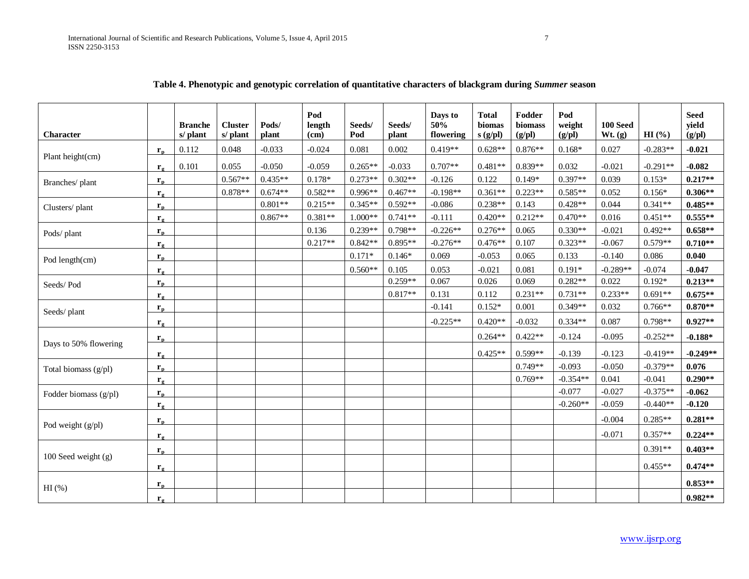**Table 4. Phenotypic and genotypic correlation of quantitative characters of blackgram during *Summer* season**

| Character | | Branches/ plant | Clusters/ plant | Pods/ plant | Pod length (cm) | Seeds/ Pod | Seeds/ plant | Days to 50% flowering | Total biomass (g/pl) | Fodder biomass (g/pl) | Pod weight (g/pl) | 100 Seed Wt. (g) | HI (%) | Seed yield (g/pl) |
|---|---|---|---|---|---|---|---|---|---|---|---|---|---|---|
| Plant height(cm) | $r_p$ | 0.112 | 0.048 | -0.033 | -0.024 | 0.081 | 0.002 | 0.419** | 0.628** | 0.876** | 0.168* | 0.027 | -0.283** | **-0.021** |
| | $r_g$ | 0.101 | 0.055 | -0.050 | -0.059 | 0.265** | -0.033 | 0.707** | 0.481** | 0.839** | 0.032 | -0.021 | -0.291** | **-0.082** |
| Branches/ plant | $r_p$ | | 0.567** | 0.435** | 0.178* | 0.273** | 0.302** | -0.126 | 0.122 | 0.149* | 0.397** | 0.039 | 0.153* | **0.217\*\*** |
| | $r_g$ | | 0.878** | 0.674** | 0.582** | 0.996** | 0.467** | -0.198** | 0.361** | 0.223** | 0.585** | 0.052 | 0.156* | **0.306\*\*** |
| Clusters/ plant | $r_p$ | | | 0.801** | 0.215** | 0.345** | 0.592** | -0.086 | 0.238** | 0.143 | 0.428** | 0.044 | 0.341** | **0.485\*\*** |
| | $r_g$ | | | 0.867** | 0.381** | 1.000** | 0.741** | -0.111 | 0.420** | 0.212** | 0.470** | 0.016 | 0.451** | **0.555\*\*** |
| Pods/ plant | $r_p$ | | | | 0.136 | 0.239** | 0.798** | -0.226** | 0.276** | 0.065 | 0.330** | -0.021 | 0.492** | **0.658\*\*** |
| | $r_g$ | | | | 0.217** | 0.842** | 0.895** | -0.276** | 0.476** | 0.107 | 0.323** | -0.067 | 0.579** | **0.710\*\*** |
| Pod length(cm) | $r_p$ | | | | | 0.171* | 0.146* | 0.069 | -0.053 | 0.065 | 0.133 | -0.140 | 0.086 | **0.040** |
| | $r_g$ | | | | | 0.560** | 0.105 | 0.053 | -0.021 | 0.081 | 0.191* | -0.289** | -0.074 | **-0.047** |
| Seeds/ Pod | $r_p$ | | | | | | 0.259** | 0.067 | 0.026 | 0.069 | 0.282** | 0.022 | 0.192* | **0.213\*\*** |
| | $r_g$ | | | | | | 0.817** | 0.131 | 0.112 | 0.231** | 0.731** | 0.233** | 0.691** | **0.675\*\*** |
| Seeds/ plant | $r_p$ | | | | | | | -0.141 | 0.152* | 0.001 | 0.349** | 0.032 | 0.766** | **0.870\*\*** |
| | $r_g$ | | | | | | | -0.225** | 0.420** | -0.032 | 0.334** | 0.087 | 0.798** | **0.927\*\*** |
| Days to 50% flowering | $r_p$ | | | | | | | | 0.264** | 0.422** | -0.124 | -0.095 | -0.252** | **-0.188\*** |
| | $r_g$ | | | | | | | | 0.425** | 0.599** | -0.139 | -0.123 | -0.419** | **-0.249\*\*** |
| Total biomass (g/pl) | $r_p$ | | | | | | | | | 0.749** | -0.093 | -0.050 | -0.379** | **0.076** |
| | $r_g$ | | | | | | | | | 0.769** | -0.354** | 0.041 | -0.041 | **0.290\*\*** |
| Fodder biomass (g/pl) | $r_p$ | | | | | | | | | | -0.077 | -0.027 | -0.375** | **-0.062** |
| | $r_g$ | | | | | | | | | | -0.260** | -0.059 | -0.440** | **-0.120** |
| Pod weight (g/pl) | $r_p$ | | | | | | | | | | | -0.004 | 0.285** | **0.281\*\*** |
| | $r_g$ | | | | | | | | | | | -0.071 | 0.357** | **0.224\*\*** |
| 100 Seed weight (g) | $r_p$ | | | | | | | | | | | | 0.391** | **0.403\*\*** |
| | $r_g$ | | | | | | | | | | | | 0.455** | **0.474\*\*** |
| HI (%) | $r_p$ | | | | | | | | | | | | | **0.853\*\*** |
| | $r_g$ | | | | | | | | | | | | | **0.982\*\*** |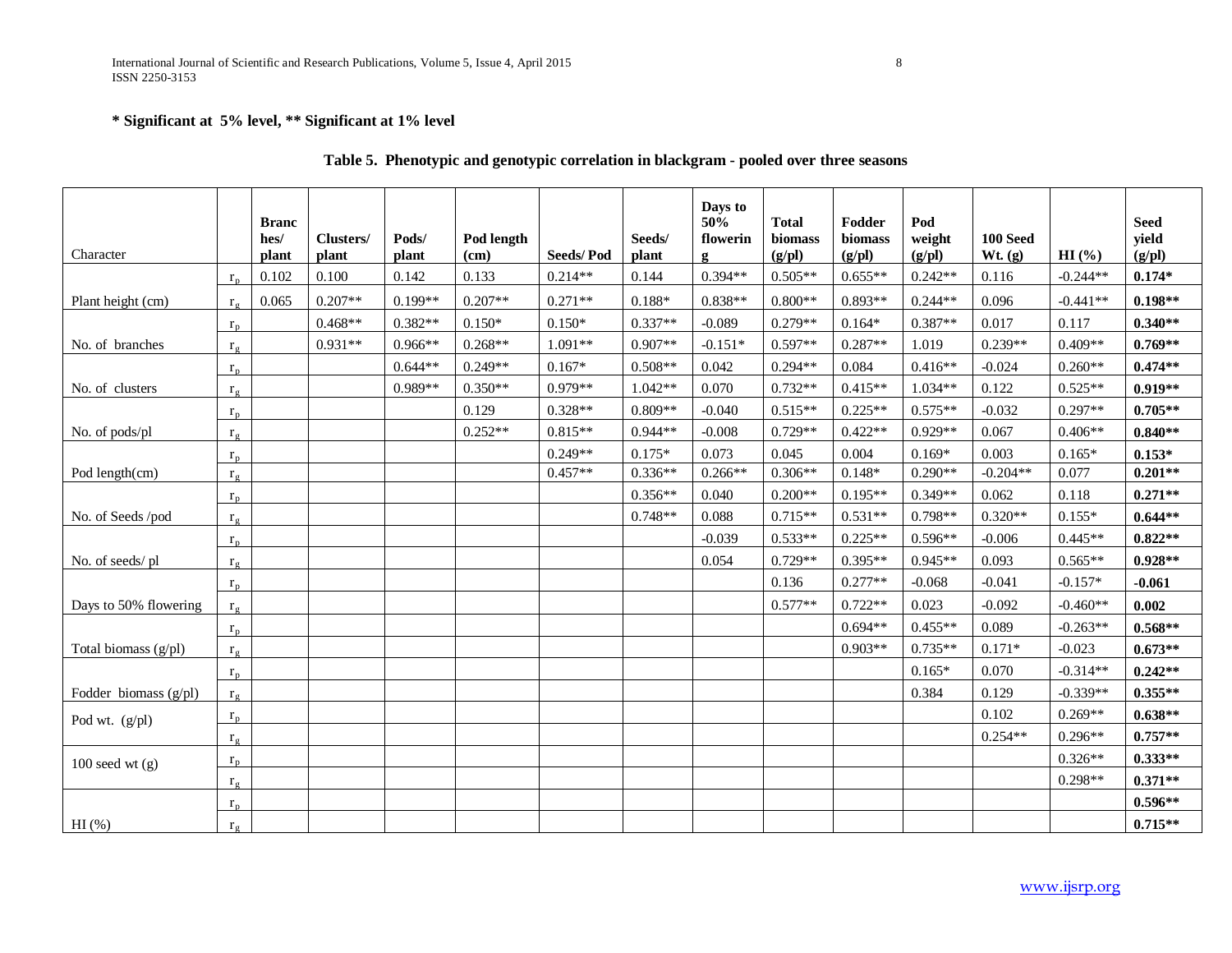**\* Significant at 5% level, \*\* Significant at 1% level**

**Table 5. Phenotypic and genotypic correlation in blackgram - pooled over three seasons**

| Character | | Branches/ plant | Clusters/ plant | Pods/ plant | Pod length (cm) | Seeds/ Pod | Seeds/ plant | Days to 50% flowering | Total biomass (g/pl) | Fodder biomass (g/pl) | Pod weight (g/pl) | 100 Seed Wt. (g) | HI (%) | Seed yield (g/pl) |
|---|---|---|---|---|---|---|---|---|---|---|---|---|---|---|
| Plant height (cm) | $r_p$ | 0.102 | 0.100 | 0.142 | 0.133 | 0.214** | 0.144 | 0.394** | 0.505** | 0.655** | 0.242** | 0.116 | -0.244** | **0.174*** |
| | $r_g$ | 0.065 | 0.207** | 0.199** | 0.207** | 0.271** | 0.188* | 0.838** | 0.800** | 0.893** | 0.244** | 0.096 | -0.441** | **0.198\*\*** |
| No. of branches | $r_p$ | | 0.468** | 0.382** | 0.150* | 0.150* | 0.337** | -0.089 | 0.279** | 0.164* | 0.387** | 0.017 | 0.117 | **0.340\*\*** |
| | $r_g$ | | 0.931** | 0.966** | 0.268** | 1.091** | 0.907** | -0.151* | 0.597** | 0.287** | 1.019 | 0.239** | 0.409** | **0.769\*\*** |
| No. of clusters | $r_p$ | | | 0.644** | 0.249** | 0.167* | 0.508** | 0.042 | 0.294** | 0.084 | 0.416** | -0.024 | 0.260** | **0.474\*\*** |
| | $r_g$ | | | 0.989** | 0.350** | 0.979** | 1.042** | 0.070 | 0.732** | 0.415** | 1.034** | 0.122 | 0.525** | **0.919\*\*** |
| No. of pods/pl | $r_p$ | | | | 0.129 | 0.328** | 0.809** | -0.040 | 0.515** | 0.225** | 0.575** | -0.032 | 0.297** | **0.705\*\*** |
| | $r_g$ | | | | 0.252** | 0.815** | 0.944** | -0.008 | 0.729** | 0.422** | 0.929** | 0.067 | 0.406** | **0.840\*\*** |
| Pod length(cm) | $r_p$ | | | | | 0.249** | 0.175* | 0.073 | 0.045 | 0.004 | 0.169* | 0.003 | 0.165* | **0.153*** |
| | $r_g$ | | | | | 0.457** | 0.336** | 0.266** | 0.306** | 0.148* | 0.290** | -0.204** | 0.077 | **0.201\*\*** |
| No. of Seeds /pod | $r_p$ | | | | | | 0.356** | 0.040 | 0.200** | 0.195** | 0.349** | 0.062 | 0.118 | **0.271\*\*** |
| | $r_g$ | | | | | | 0.748** | 0.088 | 0.715** | 0.531** | 0.798** | 0.320** | 0.155* | **0.644\*\*** |
| No. of seeds/ pl | $r_p$ | | | | | | | -0.039 | 0.533** | 0.225** | 0.596** | -0.006 | 0.445** | **0.822\*\*** |
| | $r_g$ | | | | | | | 0.054 | 0.729** | 0.395** | 0.945** | 0.093 | 0.565** | **0.928\*\*** |
| Days to 50% flowering | $r_p$ | | | | | | | | 0.136 | 0.277** | -0.068 | -0.041 | -0.157* | **-0.061** |
| | $r_g$ | | | | | | | | 0.577** | 0.722** | 0.023 | -0.092 | -0.460** | **0.002** |
| Total biomass (g/pl) | $r_p$ | | | | | | | | | 0.694** | 0.455** | 0.089 | -0.263** | **0.568\*\*** |
| | $r_g$ | | | | | | | | | 0.903** | 0.735** | 0.171* | -0.023 | **0.673\*\*** |
| Fodder biomass (g/pl) | $r_p$ | | | | | | | | | | 0.165* | 0.070 | -0.314** | **0.242\*\*** |
| | $r_g$ | | | | | | | | | | 0.384 | 0.129 | -0.339** | **0.355\*\*** |
| Pod wt. (g/pl) | $r_p$ | | | | | | | | | | | 0.102 | 0.269** | **0.638\*\*** |
| | $r_g$ | | | | | | | | | | | 0.254** | 0.296** | **0.757\*\*** |
| 100 seed wt (g) | $r_p$ | | | | | | | | | | | | 0.326** | **0.333\*\*** |
| | $r_g$ | | | | | | | | | | | | 0.298** | **0.371\*\*** |
| HI (%) | $r_p$ | | | | | | | | | | | | | **0.596\*\*** |
| | $r_g$ | | | | | | | | | | | | | **0.715\*\*** |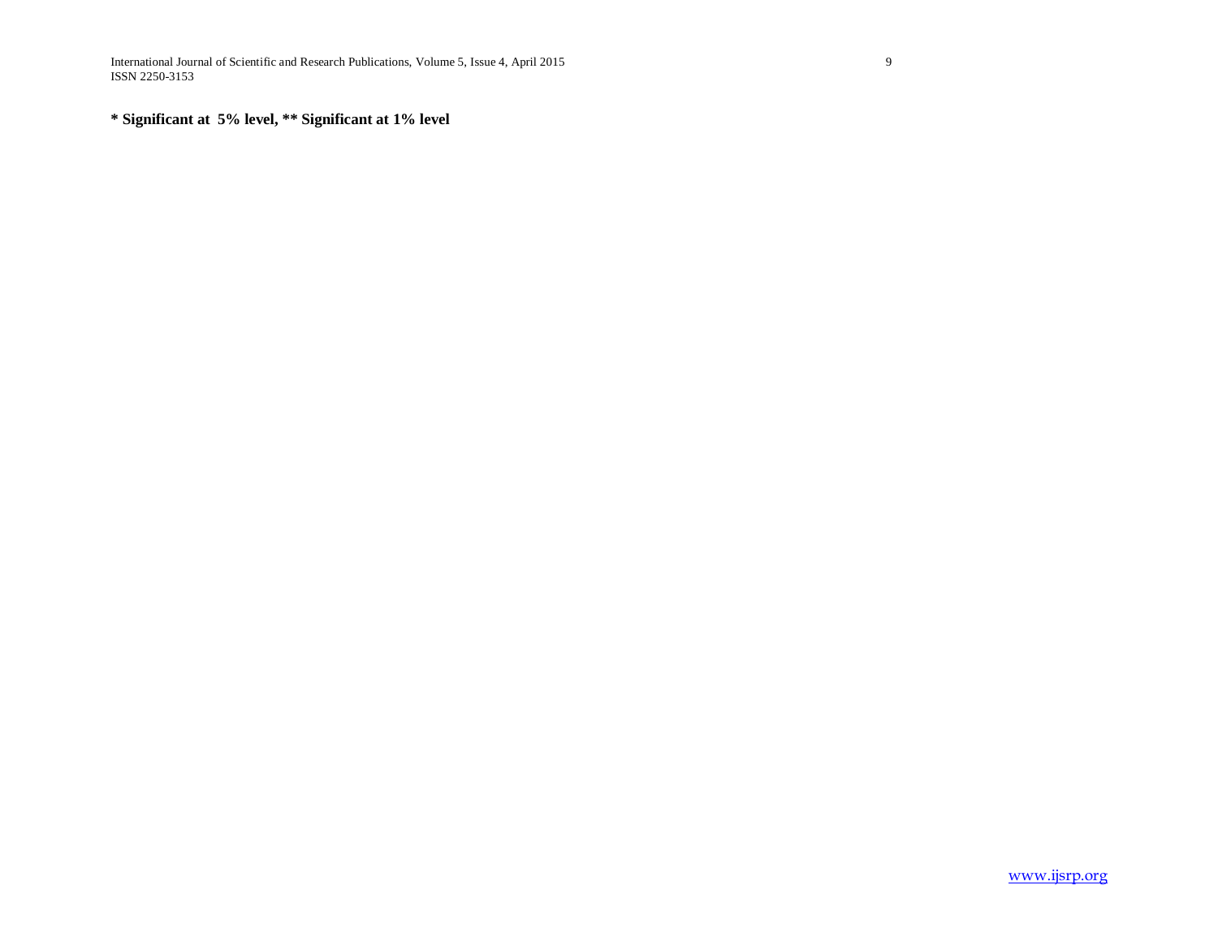**\* Significant at 5% level, \*\* Significant at 1% level**

*** Significant at 5% level, ** Significant at 1% level**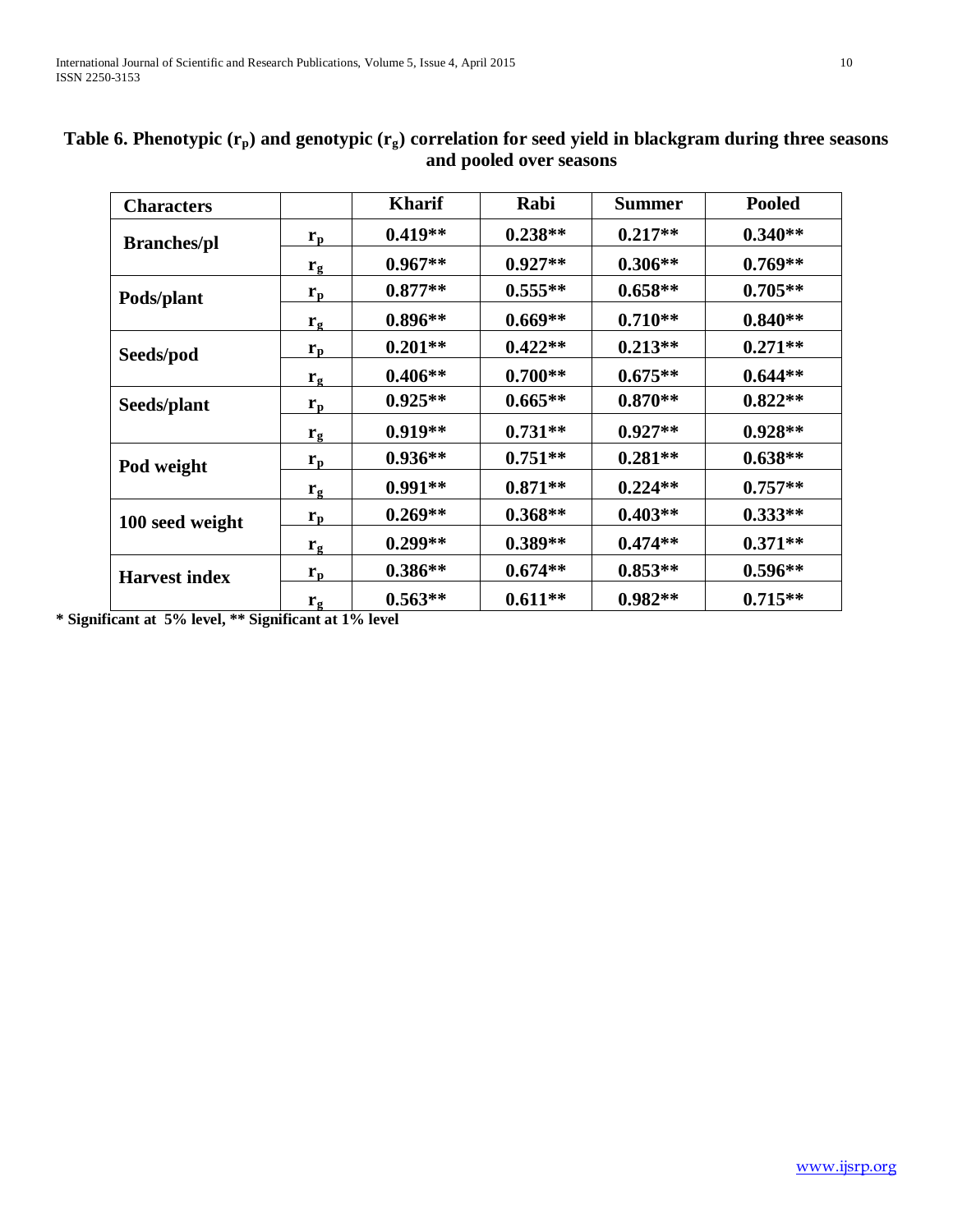**Table 6. Phenotypic ($r_p$) and genotypic ($r_g$) correlation for seed yield in blackgram during three seasons and pooled over seasons**

| Characters | | Kharif | Rabi | Summer | Pooled |
|---|---|---|---|---|---|
| Branches/pl | $r_p$ | 0.419** | 0.238** | 0.217** | 0.340** |
| | $r_g$ | 0.967** | 0.927** | 0.306** | 0.769** |
| Pods/plant | $r_p$ | 0.877** | 0.555** | 0.658** | 0.705** |
| | $r_g$ | 0.896** | 0.669** | 0.710** | 0.840** |
| Seeds/pod | $r_p$ | 0.201** | 0.422** | 0.213** | 0.271** |
| | $r_g$ | 0.406** | 0.700** | 0.675** | 0.644** |
| Seeds/plant | $r_p$ | 0.925** | 0.665** | 0.870** | 0.822** |
| | $r_g$ | 0.919** | 0.731** | 0.927** | 0.928** |
| Pod weight | $r_p$ | 0.936** | 0.751** | 0.281** | 0.638** |
| | $r_g$ | 0.991** | 0.871** | 0.224** | 0.757** |
| 100 seed weight | $r_p$ | 0.269** | 0.368** | 0.403** | 0.333** |
| | $r_g$ | 0.299** | 0.389** | 0.474** | 0.371** |
| Harvest index | $r_p$ | 0.386** | 0.674** | 0.853** | 0.596** |
| | $r_g$ | 0.563** | 0.611** | 0.982** | 0.715** |

**\* Significant at 5% level, \*\* Significant at 1% level**